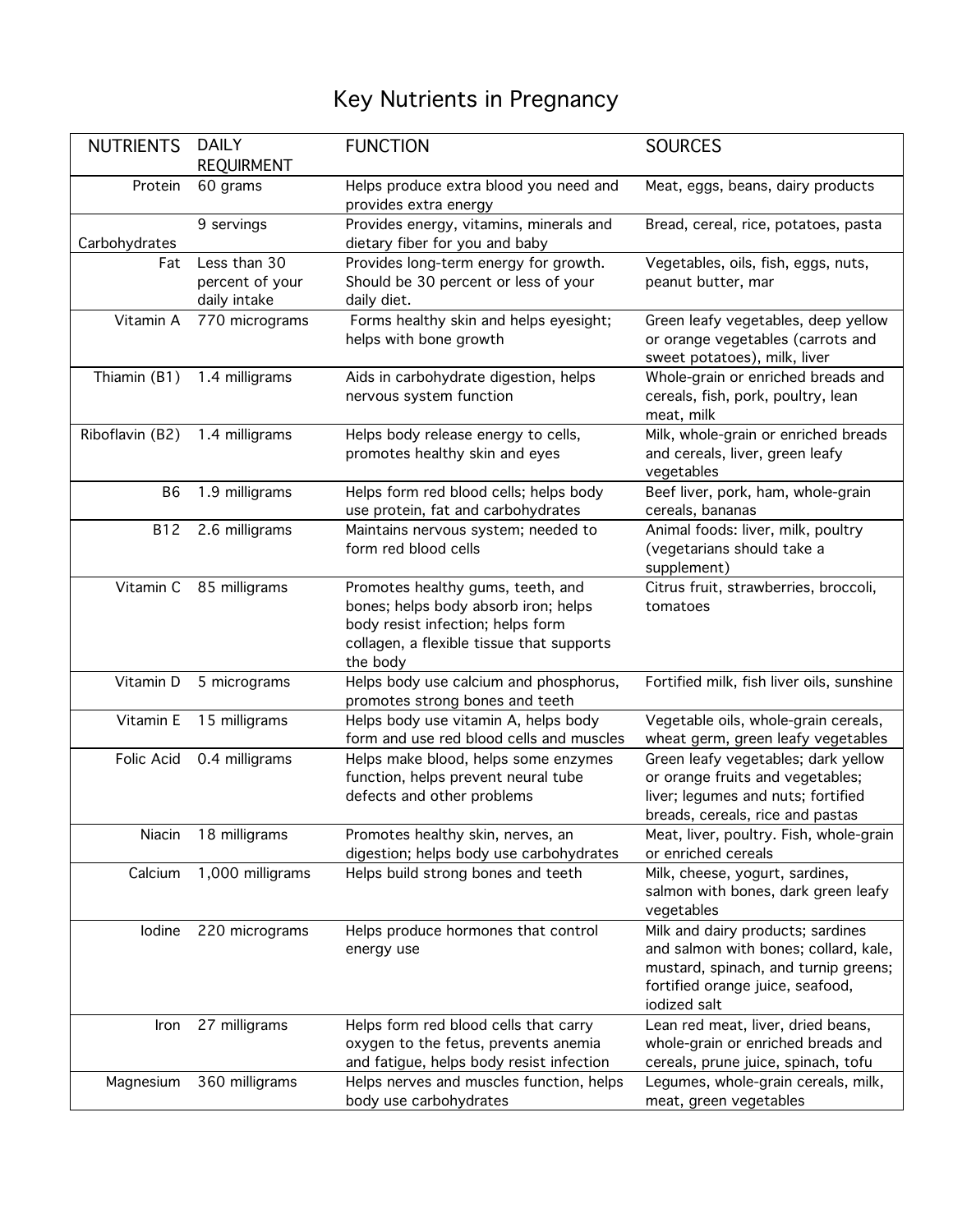# Key Nutrients in Pregnancy

| NUTRIENTS | DAILY REQUIRMENT | FUNCTION | SOURCES |
|---|---|---|---|
| Protein | 60 grams | Helps produce extra blood you need and provides extra energy | Meat, eggs, beans, dairy products |
| Carbohydrates | 9 servings | Provides energy, vitamins, minerals and dietary fiber for you and baby | Bread, cereal, rice, potatoes, pasta |
| Fat | Less than 30 percent of your daily intake | Provides long-term energy for growth. Should be 30 percent or less of your daily diet. | Vegetables, oils, fish, eggs, nuts, peanut butter, mar |
| Vitamin A | 770 micrograms | Forms healthy skin and helps eyesight; helps with bone growth | Green leafy vegetables, deep yellow or orange vegetables (carrots and sweet potatoes), milk, liver |
| Thiamin (B1) | 1.4 milligrams | Aids in carbohydrate digestion, helps nervous system function | Whole-grain or enriched breads and cereals, fish, pork, poultry, lean meat, milk |
| Riboflavin (B2) | 1.4 milligrams | Helps body release energy to cells, promotes healthy skin and eyes | Milk, whole-grain or enriched breads and cereals, liver, green leafy vegetables |
| B6 | 1.9 milligrams | Helps form red blood cells; helps body use protein, fat and carbohydrates | Beef liver, pork, ham, whole-grain cereals, bananas |
| B12 | 2.6 milligrams | Maintains nervous system; needed to form red blood cells | Animal foods: liver, milk, poultry (vegetarians should take a supplement) |
| Vitamin C | 85 milligrams | Promotes healthy gums, teeth, and bones; helps body absorb iron; helps body resist infection; helps form collagen, a flexible tissue that supports the body | Citrus fruit, strawberries, broccoli, tomatoes |
| Vitamin D | 5 micrograms | Helps body use calcium and phosphorus, promotes strong bones and teeth | Fortified milk, fish liver oils, sunshine |
| Vitamin E | 15 milligrams | Helps body use vitamin A, helps body form and use red blood cells and muscles | Vegetable oils, whole-grain cereals, wheat germ, green leafy vegetables |
| Folic Acid | 0.4 milligrams | Helps make blood, helps some enzymes function, helps prevent neural tube defects and other problems | Green leafy vegetables; dark yellow or orange fruits and vegetables; liver; legumes and nuts; fortified breads, cereals, rice and pastas |
| Niacin | 18 milligrams | Promotes healthy skin, nerves, an digestion; helps body use carbohydrates | Meat, liver, poultry. Fish, whole-grain or enriched cereals |
| Calcium | 1,000 milligrams | Helps build strong bones and teeth | Milk, cheese, yogurt, sardines, salmon with bones, dark green leafy vegetables |
| Iodine | 220 micrograms | Helps produce hormones that control energy use | Milk and dairy products; sardines and salmon with bones; collard, kale, mustard, spinach, and turnip greens; fortified orange juice, seafood, iodized salt |
| Iron | 27 milligrams | Helps form red blood cells that carry oxygen to the fetus, prevents anemia and fatigue, helps body resist infection | Lean red meat, liver, dried beans, whole-grain or enriched breads and cereals, prune juice, spinach, tofu |
| Magnesium | 360 milligrams | Helps nerves and muscles function, helps body use carbohydrates | Legumes, whole-grain cereals, milk, meat, green vegetables |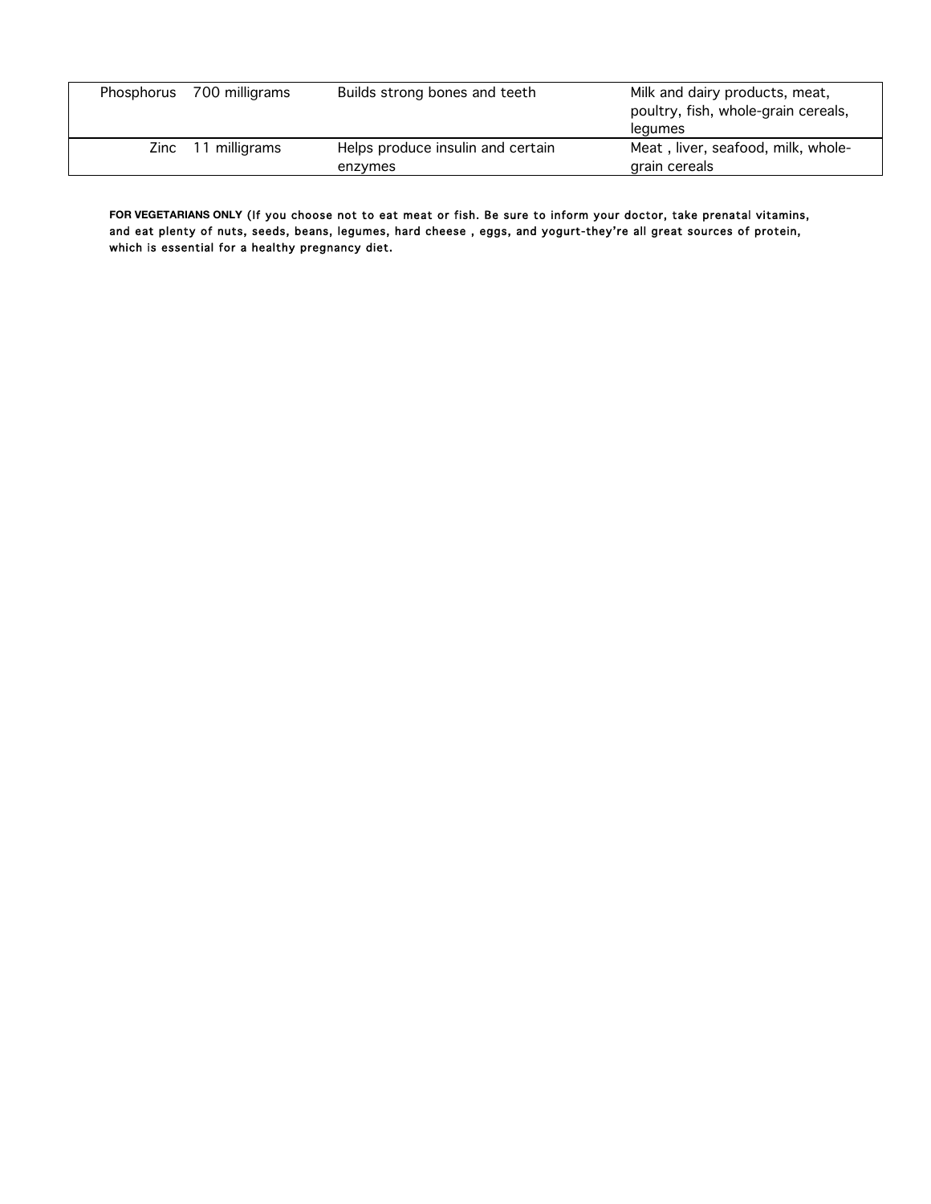| | | | |
|---|---|---|---|
| Phosphorus | 700 milligrams | Builds strong bones and teeth | Milk and dairy products, meat, poultry, fish, whole-grain cereals, legumes |
| Zinc | 11 milligrams | Helps produce insulin and certain enzymes | Meat , liver, seafood, milk, whole-grain cereals |

**FOR VEGETARIANS ONLY** (If you choose not to eat meat or fish. Be sure to inform your doctor, take prenatal vitamins, and eat plenty of nuts, seeds, beans, legumes, hard cheese , eggs, and yogurt-they're all great sources of protein, which is essential for a healthy pregnancy diet.